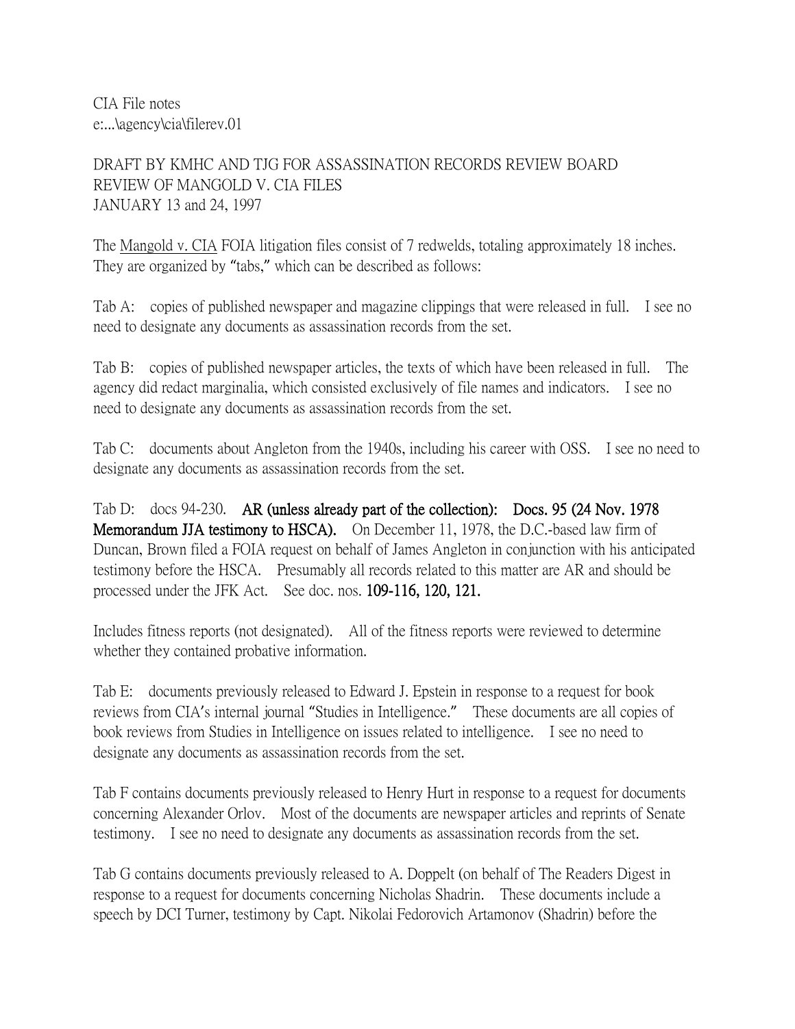CIA File notes
e:...\agency\cia\filerev.01

DRAFT BY KMHC AND TJG FOR ASSASSINATION RECORDS REVIEW BOARD
REVIEW OF MANGOLD V. CIA FILES
JANUARY 13 and 24, 1997

The Mangold v. CIA FOIA litigation files consist of 7 redwelds, totaling approximately 18 inches. They are organized by "tabs," which can be described as follows:

Tab A: copies of published newspaper and magazine clippings that were released in full. I see no need to designate any documents as assassination records from the set.

Tab B: copies of published newspaper articles, the texts of which have been released in full. The agency did redact marginalia, which consisted exclusively of file names and indicators. I see no need to designate any documents as assassination records from the set.

Tab C: documents about Angleton from the 1940s, including his career with OSS. I see no need to designate any documents as assassination records from the set.

Tab D: docs 94-230. **AR (unless already part of the collection): Docs. 95 (24 Nov. 1978 Memorandum JJA testimony to HSCA).** On December 11, 1978, the D.C.-based law firm of Duncan, Brown filed a FOIA request on behalf of James Angleton in conjunction with his anticipated testimony before the HSCA. Presumably all records related to this matter are AR and should be processed under the JFK Act. See doc. nos. **109-116, 120, 121.**

Includes fitness reports (not designated). All of the fitness reports were reviewed to determine whether they contained probative information.

Tab E: documents previously released to Edward J. Epstein in response to a request for book reviews from CIA's internal journal "Studies in Intelligence." These documents are all copies of book reviews from Studies in Intelligence on issues related to intelligence. I see no need to designate any documents as assassination records from the set.

Tab F contains documents previously released to Henry Hurt in response to a request for documents concerning Alexander Orlov. Most of the documents are newspaper articles and reprints of Senate testimony. I see no need to designate any documents as assassination records from the set.

Tab G contains documents previously released to A. Doppelt (on behalf of The Readers Digest in response to a request for documents concerning Nicholas Shadrin. These documents include a speech by DCI Turner, testimony by Capt. Nikolai Fedorovich Artamonov (Shadrin) before the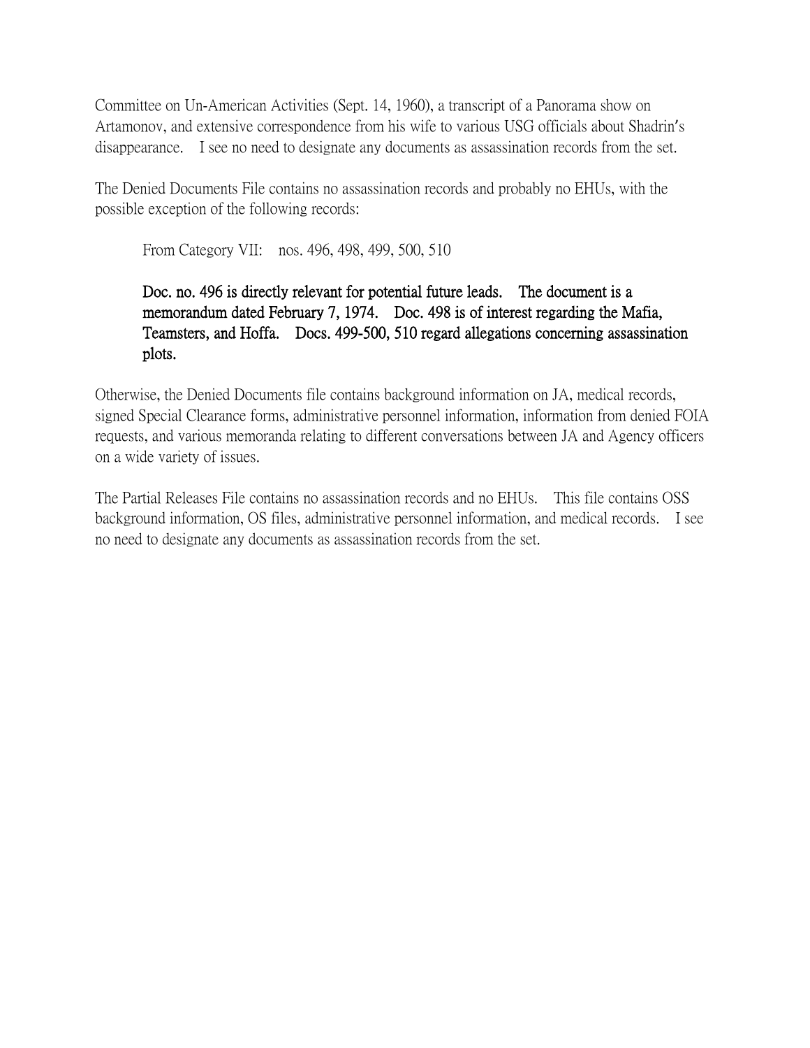Committee on Un-American Activities (Sept. 14, 1960), a transcript of a Panorama show on Artamonov, and extensive correspondence from his wife to various USG officials about Shadrin's disappearance. I see no need to designate any documents as assassination records from the set.

The Denied Documents File contains no assassination records and probably no EHUs, with the possible exception of the following records:

> From Category VII: nos. 496, 498, 499, 500, 510
>
> **Doc. no. 496 is directly relevant for potential future leads. The document is a memorandum dated February 7, 1974. Doc. 498 is of interest regarding the Mafia, Teamsters, and Hoffa. Docs. 499-500, 510 regard allegations concerning assassination plots.**

Otherwise, the Denied Documents file contains background information on JA, medical records, signed Special Clearance forms, administrative personnel information, information from denied FOIA requests, and various memoranda relating to different conversations between JA and Agency officers on a wide variety of issues.

The Partial Releases File contains no assassination records and no EHUs. This file contains OSS background information, OS files, administrative personnel information, and medical records. I see no need to designate any documents as assassination records from the set.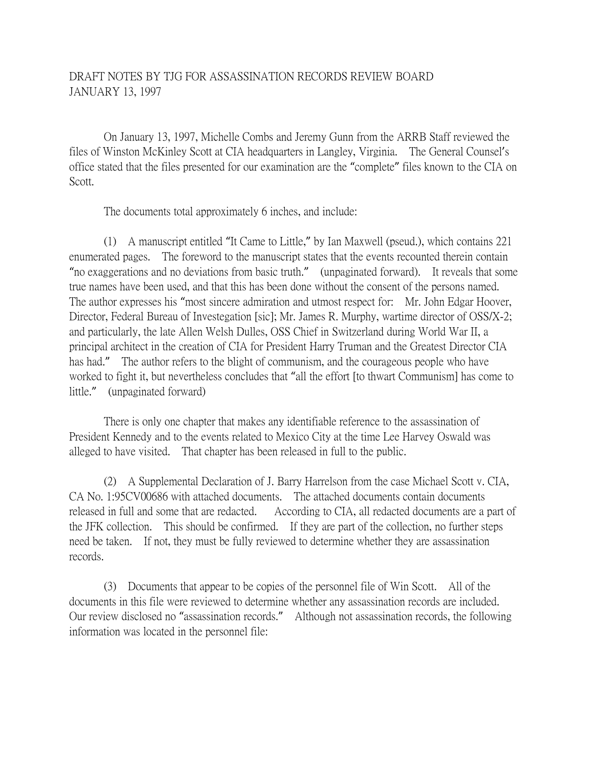DRAFT NOTES BY TJG FOR ASSASSINATION RECORDS REVIEW BOARD
JANUARY 13, 1997

On January 13, 1997, Michelle Combs and Jeremy Gunn from the ARRB Staff reviewed the files of Winston McKinley Scott at CIA headquarters in Langley, Virginia. The General Counsel's office stated that the files presented for our examination are the "complete" files known to the CIA on Scott.

The documents total approximately 6 inches, and include:

(1) A manuscript entitled "It Came to Little," by Ian Maxwell (pseud.), which contains 221 enumerated pages. The foreword to the manuscript states that the events recounted therein contain "no exaggerations and no deviations from basic truth." (unpaginated forward). It reveals that some true names have been used, and that this has been done without the consent of the persons named. The author expresses his "most sincere admiration and utmost respect for: Mr. John Edgar Hoover, Director, Federal Bureau of Investegation [sic]; Mr. James R. Murphy, wartime director of OSS/X-2; and particularly, the late Allen Welsh Dulles, OSS Chief in Switzerland during World War II, a principal architect in the creation of CIA for President Harry Truman and the Greatest Director CIA has had." The author refers to the blight of communism, and the courageous people who have worked to fight it, but nevertheless concludes that "all the effort [to thwart Communism] has come to little." (unpaginated forward)

There is only one chapter that makes any identifiable reference to the assassination of President Kennedy and to the events related to Mexico City at the time Lee Harvey Oswald was alleged to have visited. That chapter has been released in full to the public.

(2) A Supplemental Declaration of J. Barry Harrelson from the case Michael Scott v. CIA, CA No. 1:95CV00686 with attached documents. The attached documents contain documents released in full and some that are redacted. According to CIA, all redacted documents are a part of the JFK collection. This should be confirmed. If they are part of the collection, no further steps need be taken. If not, they must be fully reviewed to determine whether they are assassination records.

(3) Documents that appear to be copies of the personnel file of Win Scott. All of the documents in this file were reviewed to determine whether any assassination records are included. Our review disclosed no "assassination records." Although not assassination records, the following information was located in the personnel file: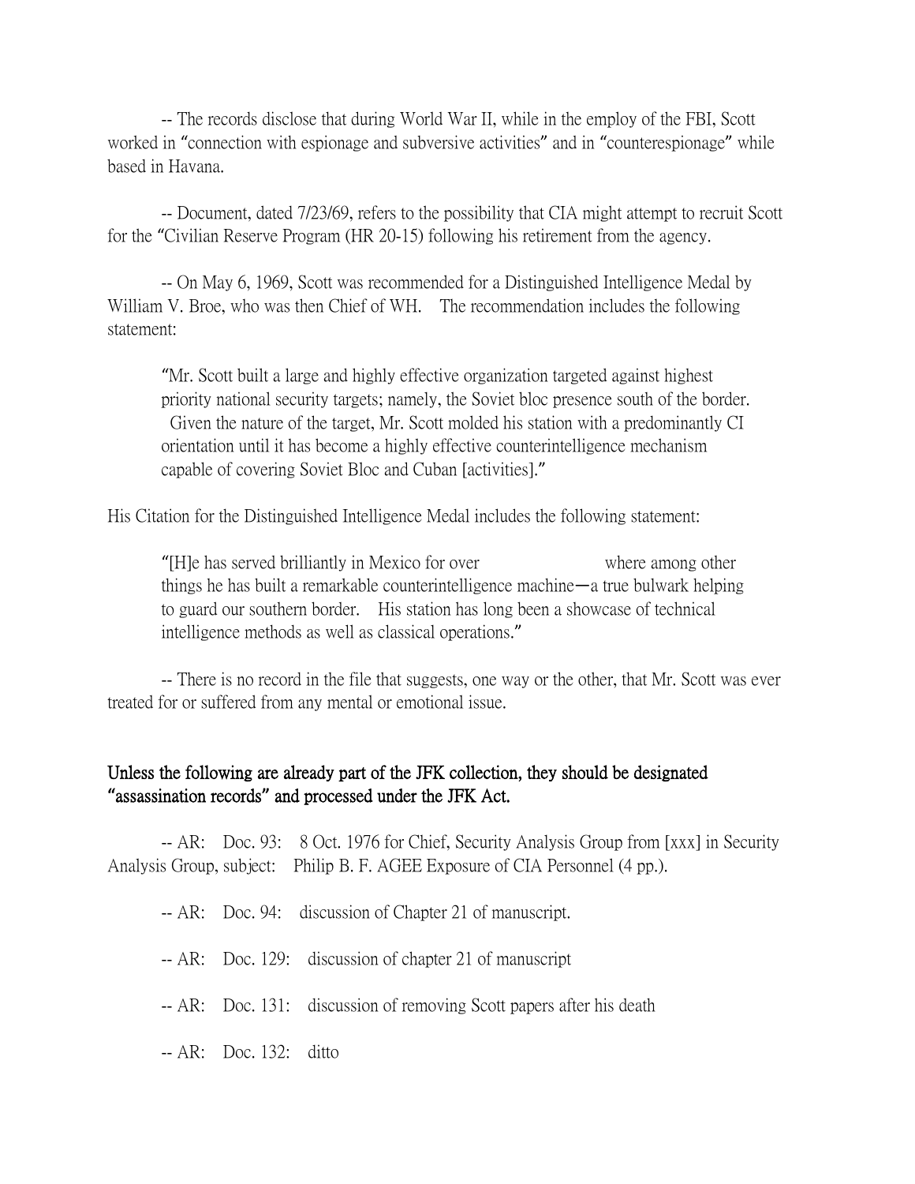-- The records disclose that during World War II, while in the employ of the FBI, Scott worked in "connection with espionage and subversive activities" and in "counterespionage" while based in Havana.

-- Document, dated 7/23/69, refers to the possibility that CIA might attempt to recruit Scott for the "Civilian Reserve Program (HR 20-15) following his retirement from the agency.

-- On May 6, 1969, Scott was recommended for a Distinguished Intelligence Medal by William V. Broe, who was then Chief of WH. The recommendation includes the following statement:

> "Mr. Scott built a large and highly effective organization targeted against highest priority national security targets; namely, the Soviet bloc presence south of the border. Given the nature of the target, Mr. Scott molded his station with a predominantly CI orientation until it has become a highly effective counterintelligence mechanism capable of covering Soviet Bloc and Cuban [activities]."

His Citation for the Distinguished Intelligence Medal includes the following statement:

> "[H]e has served brilliantly in Mexico for over where among other things he has built a remarkable counterintelligence machine—a true bulwark helping to guard our southern border. His station has long been a showcase of technical intelligence methods as well as classical operations."

-- There is no record in the file that suggests, one way or the other, that Mr. Scott was ever treated for or suffered from any mental or emotional issue.

**Unless the following are already part of the JFK collection, they should be designated "assassination records" and processed under the JFK Act.**

-- AR: Doc. 93: 8 Oct. 1976 for Chief, Security Analysis Group from [xxx] in Security Analysis Group, subject: Philip B. F. AGEE Exposure of CIA Personnel (4 pp.).

-- AR: Doc. 94: discussion of Chapter 21 of manuscript.

-- AR: Doc. 129: discussion of chapter 21 of manuscript

-- AR: Doc. 131: discussion of removing Scott papers after his death

-- AR: Doc. 132: ditto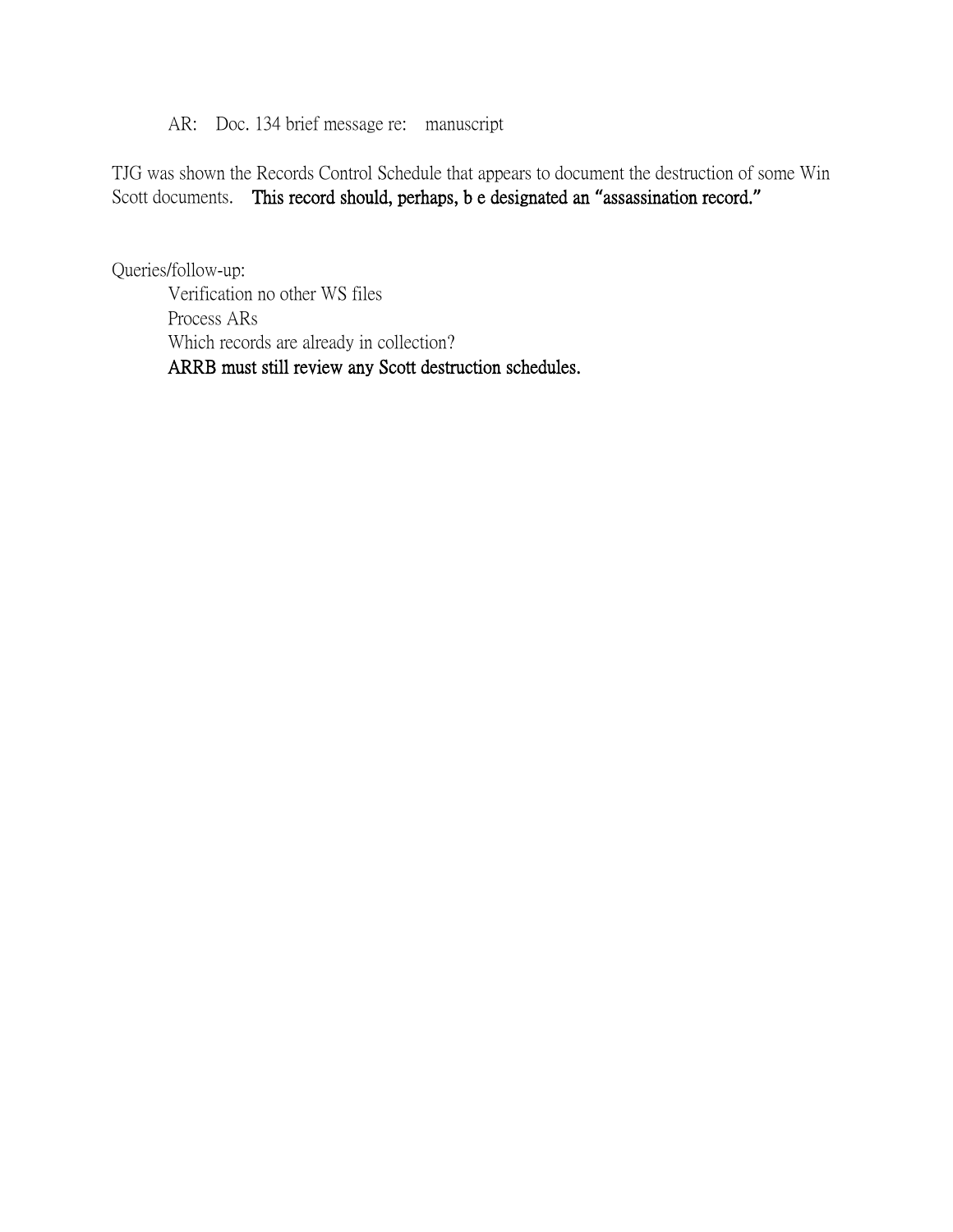AR: Doc. 134 brief message re: manuscript

TJG was shown the Records Control Schedule that appears to document the destruction of some Win Scott documents. **This record should, perhaps, b e designated an "assassination record."**

Queries/follow-up:

Verification no other WS files

Process ARs

Which records are already in collection?

**ARRB must still review any Scott destruction schedules.**